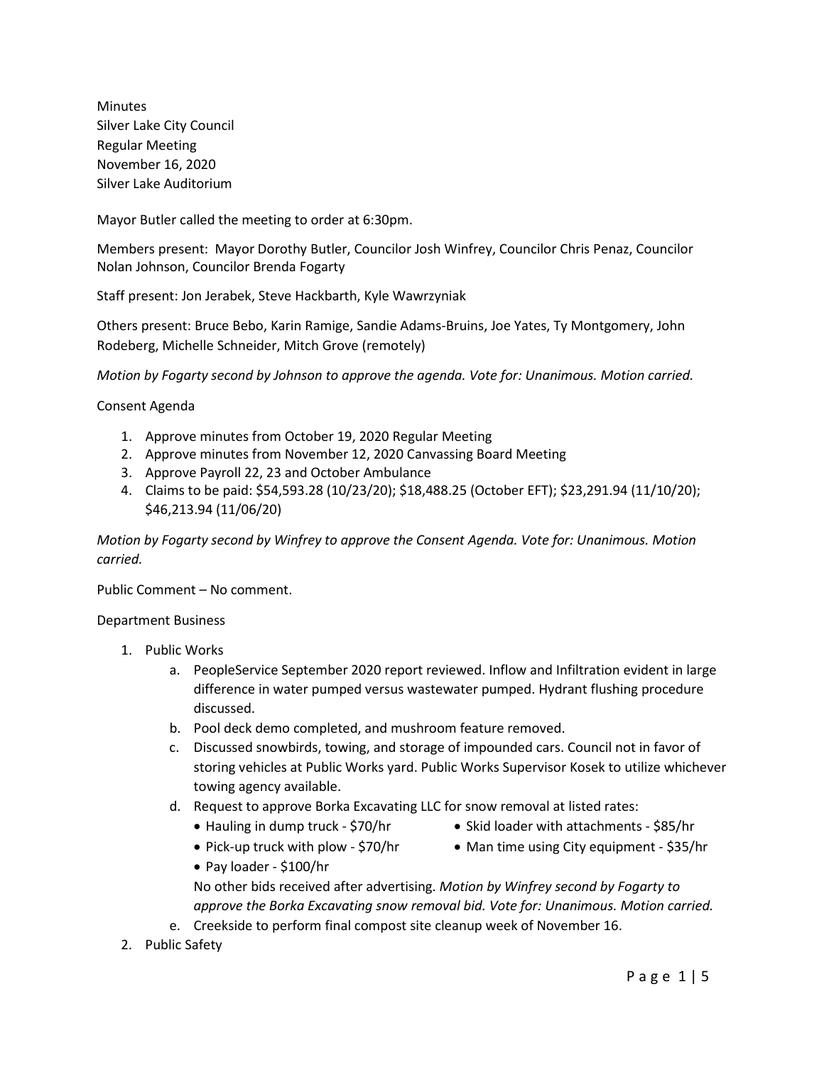Minutes
Silver Lake City Council
Regular Meeting
November 16, 2020
Silver Lake Auditorium

Mayor Butler called the meeting to order at 6:30pm.

Members present: Mayor Dorothy Butler, Councilor Josh Winfrey, Councilor Chris Penaz, Councilor Nolan Johnson, Councilor Brenda Fogarty

Staff present: Jon Jerabek, Steve Hackbarth, Kyle Wawrzyniak

Others present: Bruce Bebo, Karin Ramige, Sandie Adams-Bruins, Joe Yates, Ty Montgomery, John Rodeberg, Michelle Schneider, Mitch Grove (remotely)

*Motion by Fogarty second by Johnson to approve the agenda. Vote for: Unanimous. Motion carried.*

Consent Agenda

1. Approve minutes from October 19, 2020 Regular Meeting
2. Approve minutes from November 12, 2020 Canvassing Board Meeting
3. Approve Payroll 22, 23 and October Ambulance
4. Claims to be paid: $54,593.28 (10/23/20); $18,488.25 (October EFT); $23,291.94 (11/10/20); $46,213.94 (11/06/20)

*Motion by Fogarty second by Winfrey to approve the Consent Agenda. Vote for: Unanimous. Motion carried.*

Public Comment – No comment.

Department Business

1. Public Works
   a. PeopleService September 2020 report reviewed. Inflow and Infiltration evident in large difference in water pumped versus wastewater pumped. Hydrant flushing procedure discussed.
   b. Pool deck demo completed, and mushroom feature removed.
   c. Discussed snowbirds, towing, and storage of impounded cars. Council not in favor of storing vehicles at Public Works yard. Public Works Supervisor Kosek to utilize whichever towing agency available.
   d. Request to approve Borka Excavating LLC for snow removal at listed rates:
      - Hauling in dump truck - $70/hr
      - Skid loader with attachments - $85/hr
      - Pick-up truck with plow - $70/hr
      - Man time using City equipment - $35/hr
      - Pay loader - $100/hr

      No other bids received after advertising. *Motion by Winfrey second by Fogarty to approve the Borka Excavating snow removal bid. Vote for: Unanimous. Motion carried.*
   e. Creekside to perform final compost site cleanup week of November 16.
2. Public Safety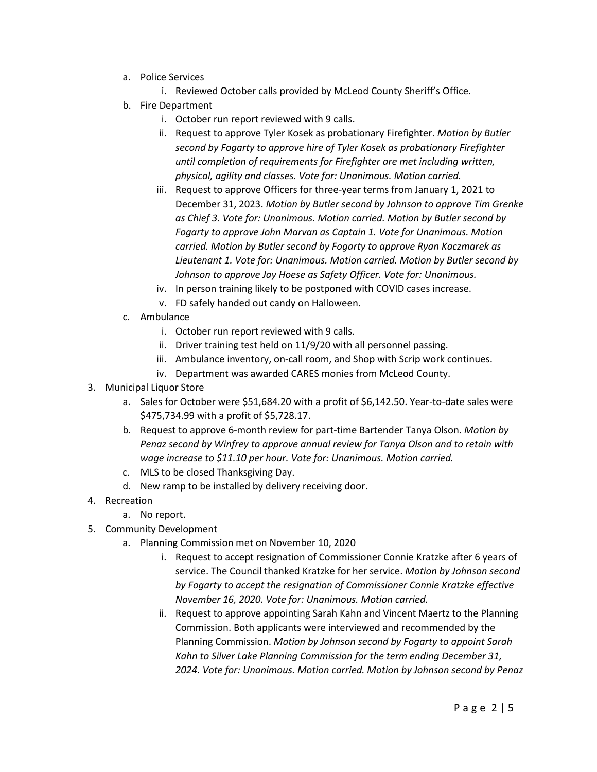a. Police Services
      i. Reviewed October calls provided by McLeod County Sheriff's Office.
   b. Fire Department
      i. October run report reviewed with 9 calls.
      ii. Request to approve Tyler Kosek as probationary Firefighter. *Motion by Butler second by Fogarty to approve hire of Tyler Kosek as probationary Firefighter until completion of requirements for Firefighter are met including written, physical, agility and classes. Vote for: Unanimous. Motion carried.*
      iii. Request to approve Officers for three-year terms from January 1, 2021 to December 31, 2023. *Motion by Butler second by Johnson to approve Tim Grenke as Chief 3. Vote for: Unanimous. Motion carried. Motion by Butler second by Fogarty to approve John Marvan as Captain 1. Vote for Unanimous. Motion carried. Motion by Butler second by Fogarty to approve Ryan Kaczmarek as Lieutenant 1. Vote for: Unanimous. Motion carried. Motion by Butler second by Johnson to approve Jay Hoese as Safety Officer. Vote for: Unanimous.*
      iv. In person training likely to be postponed with COVID cases increase.
      v. FD safely handed out candy on Halloween.
   c. Ambulance
      i. October run report reviewed with 9 calls.
      ii. Driver training test held on 11/9/20 with all personnel passing.
      iii. Ambulance inventory, on-call room, and Shop with Scrip work continues.
      iv. Department was awarded CARES monies from McLeod County.

3. Municipal Liquor Store
   a. Sales for October were $51,684.20 with a profit of $6,142.50. Year-to-date sales were $475,734.99 with a profit of $5,728.17.
   b. Request to approve 6-month review for part-time Bartender Tanya Olson. *Motion by Penaz second by Winfrey to approve annual review for Tanya Olson and to retain with wage increase to $11.10 per hour. Vote for: Unanimous. Motion carried.*
   c. MLS to be closed Thanksgiving Day.
   d. New ramp to be installed by delivery receiving door.

4. Recreation
   a. No report.

5. Community Development
   a. Planning Commission met on November 10, 2020
      i. Request to accept resignation of Commissioner Connie Kratzke after 6 years of service. The Council thanked Kratzke for her service. *Motion by Johnson second by Fogarty to accept the resignation of Commissioner Connie Kratzke effective November 16, 2020. Vote for: Unanimous. Motion carried.*
      ii. Request to approve appointing Sarah Kahn and Vincent Maertz to the Planning Commission. Both applicants were interviewed and recommended by the Planning Commission. *Motion by Johnson second by Fogarty to appoint Sarah Kahn to Silver Lake Planning Commission for the term ending December 31, 2024. Vote for: Unanimous. Motion carried. Motion by Johnson second by Penaz*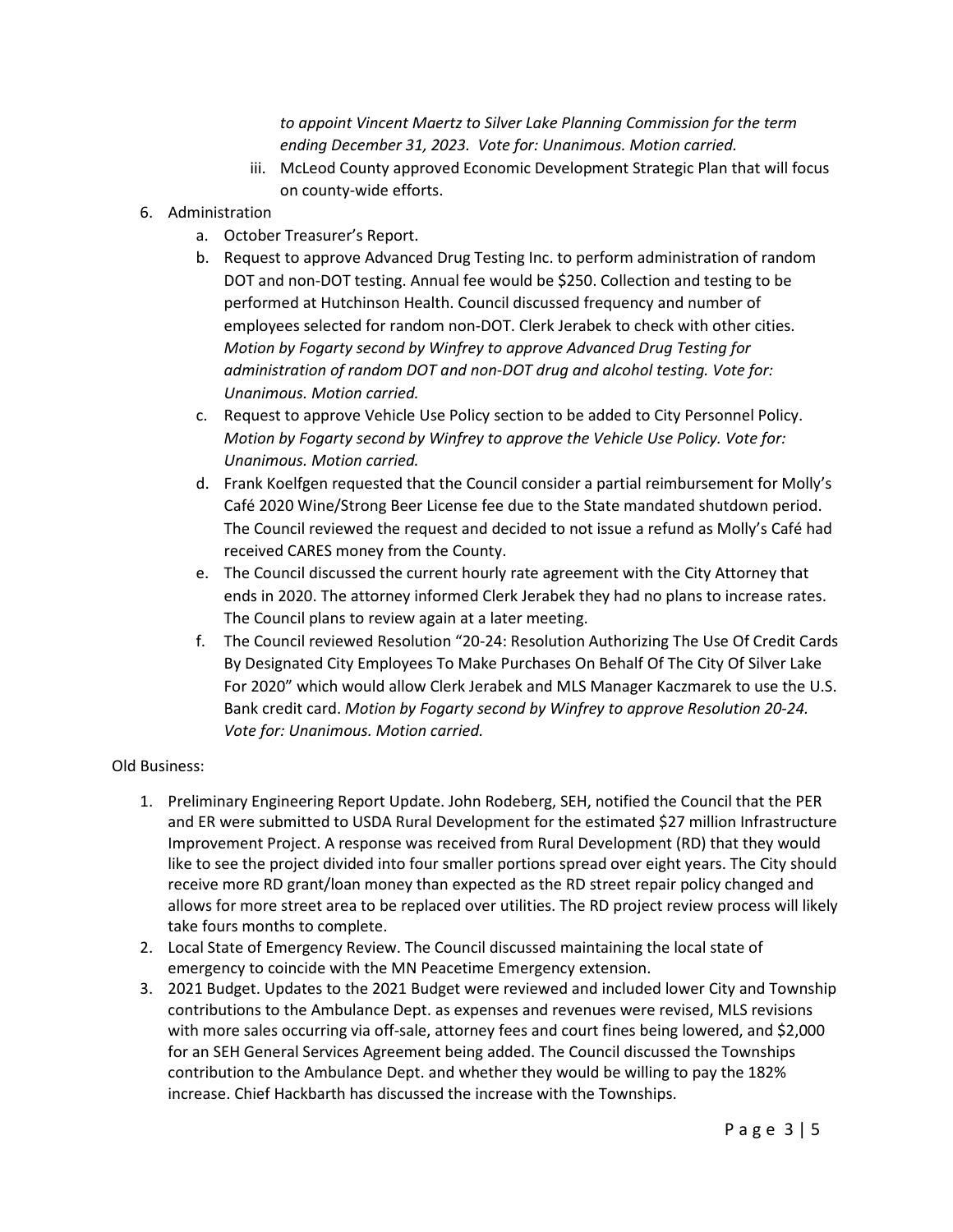*to appoint Vincent Maertz to Silver Lake Planning Commission for the term ending December 31, 2023. Vote for: Unanimous. Motion carried.*

iii. McLeod County approved Economic Development Strategic Plan that will focus on county-wide efforts.

6. Administration
   a. October Treasurer's Report.
   b. Request to approve Advanced Drug Testing Inc. to perform administration of random DOT and non-DOT testing. Annual fee would be $250. Collection and testing to be performed at Hutchinson Health. Council discussed frequency and number of employees selected for random non-DOT. Clerk Jerabek to check with other cities. *Motion by Fogarty second by Winfrey to approve Advanced Drug Testing for administration of random DOT and non-DOT drug and alcohol testing. Vote for: Unanimous. Motion carried.*
   c. Request to approve Vehicle Use Policy section to be added to City Personnel Policy. *Motion by Fogarty second by Winfrey to approve the Vehicle Use Policy. Vote for: Unanimous. Motion carried.*
   d. Frank Koelfgen requested that the Council consider a partial reimbursement for Molly's Café 2020 Wine/Strong Beer License fee due to the State mandated shutdown period. The Council reviewed the request and decided to not issue a refund as Molly's Café had received CARES money from the County.
   e. The Council discussed the current hourly rate agreement with the City Attorney that ends in 2020. The attorney informed Clerk Jerabek they had no plans to increase rates. The Council plans to review again at a later meeting.
   f. The Council reviewed Resolution "20-24: Resolution Authorizing The Use Of Credit Cards By Designated City Employees To Make Purchases On Behalf Of The City Of Silver Lake For 2020" which would allow Clerk Jerabek and MLS Manager Kaczmarek to use the U.S. Bank credit card. *Motion by Fogarty second by Winfrey to approve Resolution 20-24. Vote for: Unanimous. Motion carried.*

Old Business:

1. Preliminary Engineering Report Update. John Rodeberg, SEH, notified the Council that the PER and ER were submitted to USDA Rural Development for the estimated $27 million Infrastructure Improvement Project. A response was received from Rural Development (RD) that they would like to see the project divided into four smaller portions spread over eight years. The City should receive more RD grant/loan money than expected as the RD street repair policy changed and allows for more street area to be replaced over utilities. The RD project review process will likely take fours months to complete.
2. Local State of Emergency Review. The Council discussed maintaining the local state of emergency to coincide with the MN Peacetime Emergency extension.
3. 2021 Budget. Updates to the 2021 Budget were reviewed and included lower City and Township contributions to the Ambulance Dept. as expenses and revenues were revised, MLS revisions with more sales occurring via off-sale, attorney fees and court fines being lowered, and $2,000 for an SEH General Services Agreement being added. The Council discussed the Townships contribution to the Ambulance Dept. and whether they would be willing to pay the 182% increase. Chief Hackbarth has discussed the increase with the Townships.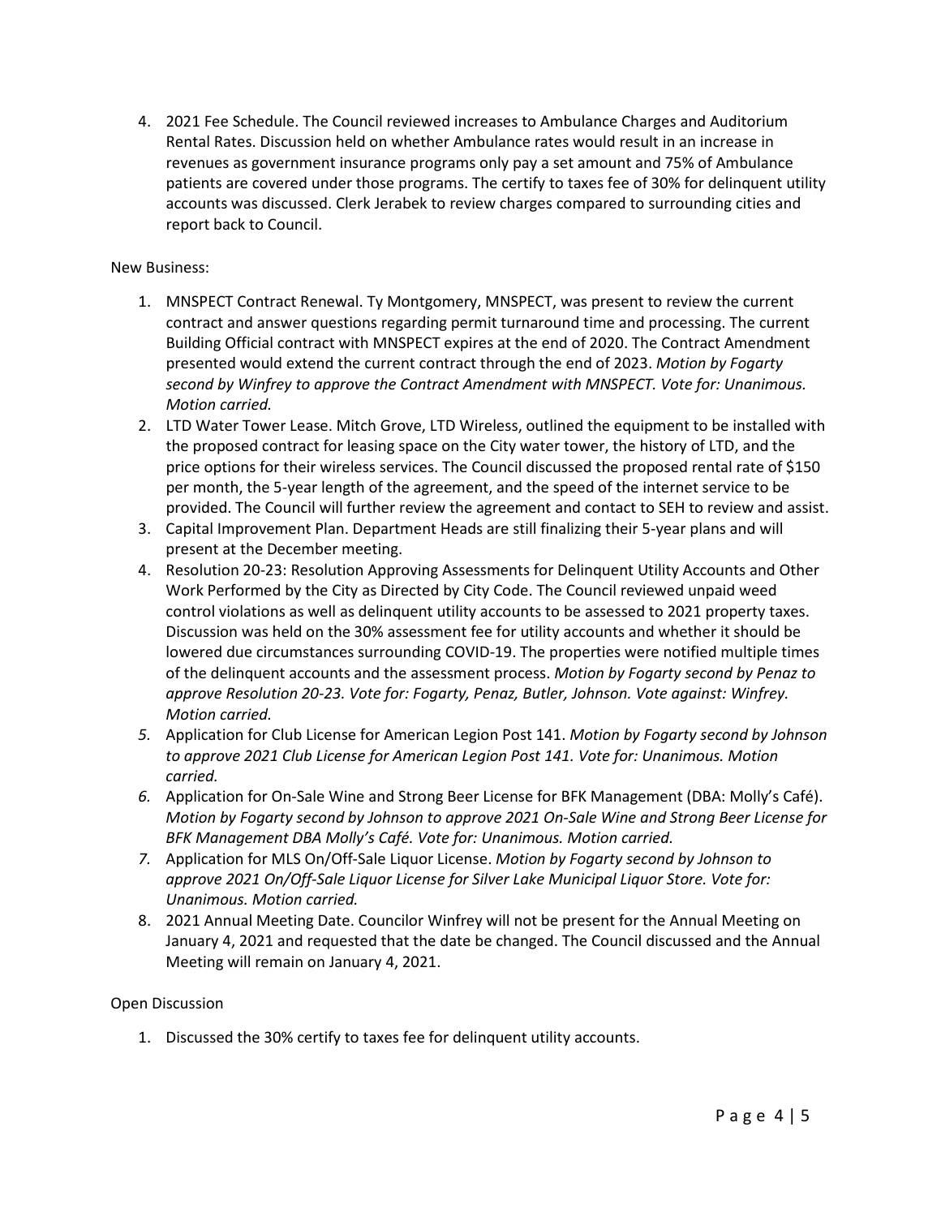4. 2021 Fee Schedule. The Council reviewed increases to Ambulance Charges and Auditorium Rental Rates. Discussion held on whether Ambulance rates would result in an increase in revenues as government insurance programs only pay a set amount and 75% of Ambulance patients are covered under those programs. The certify to taxes fee of 30% for delinquent utility accounts was discussed. Clerk Jerabek to review charges compared to surrounding cities and report back to Council.

New Business:

1. MNSPECT Contract Renewal. Ty Montgomery, MNSPECT, was present to review the current contract and answer questions regarding permit turnaround time and processing. The current Building Official contract with MNSPECT expires at the end of 2020. The Contract Amendment presented would extend the current contract through the end of 2023. *Motion by Fogarty second by Winfrey to approve the Contract Amendment with MNSPECT. Vote for: Unanimous. Motion carried.*
2. LTD Water Tower Lease. Mitch Grove, LTD Wireless, outlined the equipment to be installed with the proposed contract for leasing space on the City water tower, the history of LTD, and the price options for their wireless services. The Council discussed the proposed rental rate of $150 per month, the 5-year length of the agreement, and the speed of the internet service to be provided. The Council will further review the agreement and contact to SEH to review and assist.
3. Capital Improvement Plan. Department Heads are still finalizing their 5-year plans and will present at the December meeting.
4. Resolution 20-23: Resolution Approving Assessments for Delinquent Utility Accounts and Other Work Performed by the City as Directed by City Code. The Council reviewed unpaid weed control violations as well as delinquent utility accounts to be assessed to 2021 property taxes. Discussion was held on the 30% assessment fee for utility accounts and whether it should be lowered due circumstances surrounding COVID-19. The properties were notified multiple times of the delinquent accounts and the assessment process. *Motion by Fogarty second by Penaz to approve Resolution 20-23. Vote for: Fogarty, Penaz, Butler, Johnson. Vote against: Winfrey. Motion carried.*
5. Application for Club License for American Legion Post 141. *Motion by Fogarty second by Johnson to approve 2021 Club License for American Legion Post 141. Vote for: Unanimous. Motion carried.*
6. Application for On-Sale Wine and Strong Beer License for BFK Management (DBA: Molly's Café). *Motion by Fogarty second by Johnson to approve 2021 On-Sale Wine and Strong Beer License for BFK Management DBA Molly's Café. Vote for: Unanimous. Motion carried.*
7. Application for MLS On/Off-Sale Liquor License. *Motion by Fogarty second by Johnson to approve 2021 On/Off-Sale Liquor License for Silver Lake Municipal Liquor Store. Vote for: Unanimous. Motion carried.*
8. 2021 Annual Meeting Date. Councilor Winfrey will not be present for the Annual Meeting on January 4, 2021 and requested that the date be changed. The Council discussed and the Annual Meeting will remain on January 4, 2021.

Open Discussion

1. Discussed the 30% certify to taxes fee for delinquent utility accounts.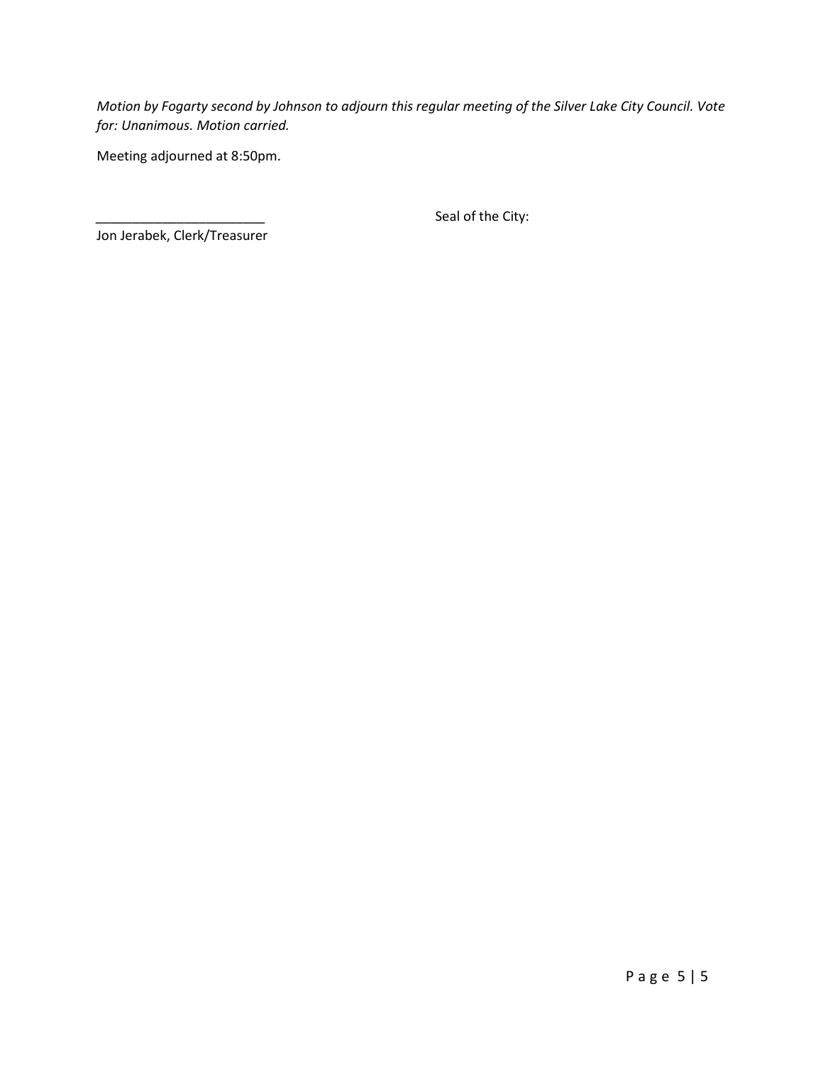*Motion by Fogarty second by Johnson to adjourn this regular meeting of the Silver Lake City Council. Vote for: Unanimous. Motion carried.*

Meeting adjourned at 8:50pm.

_______________________ Seal of the City:

Jon Jerabek, Clerk/Treasurer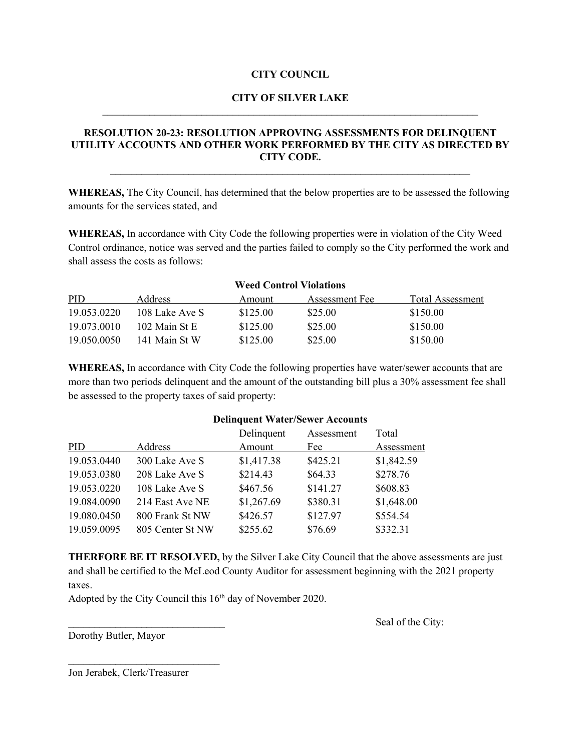**CITY COUNCIL**

**CITY OF SILVER LAKE**

---

**RESOLUTION 20-23: RESOLUTION APPROVING ASSESSMENTS FOR DELINQUENT UTILITY ACCOUNTS AND OTHER WORK PERFORMED BY THE CITY AS DIRECTED BY CITY CODE.**

---

**WHEREAS,** The City Council, has determined that the below properties are to be assessed the following amounts for the services stated, and

**WHEREAS,** In accordance with City Code the following properties were in violation of the City Weed Control ordinance, notice was served and the parties failed to comply so the City performed the work and shall assess the costs as follows:

**Weed Control Violations**

| PID | Address | Amount | Assessment Fee | Total Assessment |
|---|---|---|---|---|
| 19.053.0220 | 108 Lake Ave S | $125.00 | $25.00 | $150.00 |
| 19.073.0010 | 102 Main St E | $125.00 | $25.00 | $150.00 |
| 19.050.0050 | 141 Main St W | $125.00 | $25.00 | $150.00 |

**WHEREAS,** In accordance with City Code the following properties have water/sewer accounts that are more than two periods delinquent and the amount of the outstanding bill plus a 30% assessment fee shall be assessed to the property taxes of said property:

**Delinquent Water/Sewer Accounts**

| PID | Address | Delinquent Amount | Assessment Fee | Total Assessment |
|---|---|---|---|---|
| 19.053.0440 | 300 Lake Ave S | $1,417.38 | $425.21 | $1,842.59 |
| 19.053.0380 | 208 Lake Ave S | $214.43 | $64.33 | $278.76 |
| 19.053.0220 | 108 Lake Ave S | $467.56 | $141.27 | $608.83 |
| 19.084.0090 | 214 East Ave NE | $1,267.69 | $380.31 | $1,648.00 |
| 19.080.0450 | 800 Frank St NW | $426.57 | $127.97 | $554.54 |
| 19.059.0095 | 805 Center St NW | $255.62 | $76.69 | $332.31 |

**THERFORE BE IT RESOLVED,** by the Silver Lake City Council that the above assessments are just and shall be certified to the McLeod County Auditor for assessment beginning with the 2021 property taxes.

Adopted by the City Council this 16th day of November 2020.

_______________________________ Seal of the City:

Dorothy Butler, Mayor

_______________________________

Jon Jerabek, Clerk/Treasurer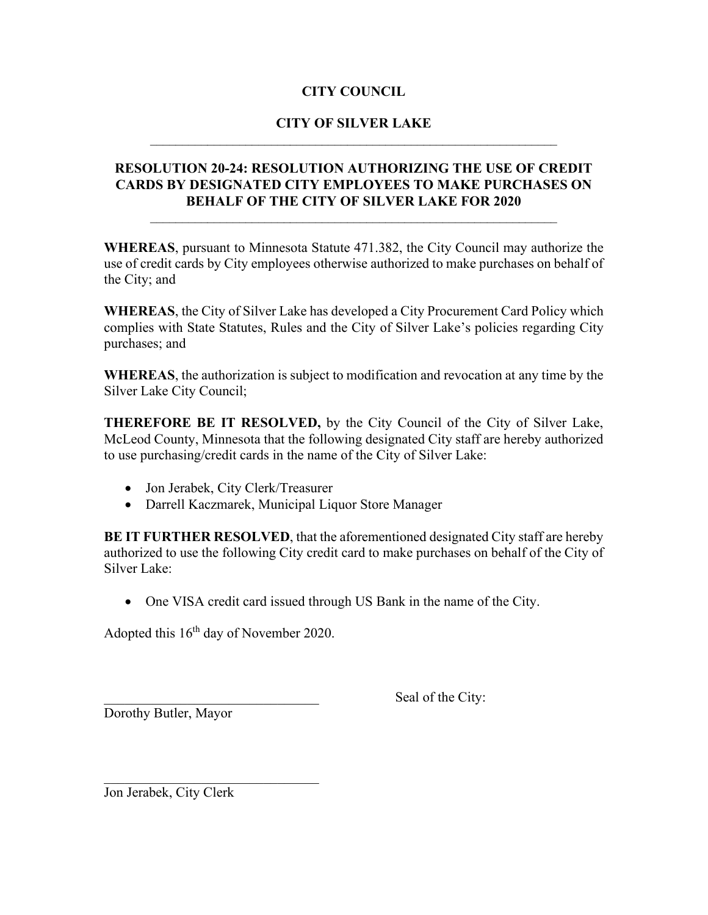**CITY COUNCIL**

**CITY OF SILVER LAKE**

---

**RESOLUTION 20-24: RESOLUTION AUTHORIZING THE USE OF CREDIT CARDS BY DESIGNATED CITY EMPLOYEES TO MAKE PURCHASES ON BEHALF OF THE CITY OF SILVER LAKE FOR 2020**

---

**WHEREAS**, pursuant to Minnesota Statute 471.382, the City Council may authorize the use of credit cards by City employees otherwise authorized to make purchases on behalf of the City; and

**WHEREAS**, the City of Silver Lake has developed a City Procurement Card Policy which complies with State Statutes, Rules and the City of Silver Lake's policies regarding City purchases; and

**WHEREAS**, the authorization is subject to modification and revocation at any time by the Silver Lake City Council;

**THEREFORE BE IT RESOLVED,** by the City Council of the City of Silver Lake, McLeod County, Minnesota that the following designated City staff are hereby authorized to use purchasing/credit cards in the name of the City of Silver Lake:

- Jon Jerabek, City Clerk/Treasurer
- Darrell Kaczmarek, Municipal Liquor Store Manager

**BE IT FURTHER RESOLVED**, that the aforementioned designated City staff are hereby authorized to use the following City credit card to make purchases on behalf of the City of Silver Lake:

- One VISA credit card issued through US Bank in the name of the City.

Adopted this 16th day of November 2020.

\_\_\_\_\_\_\_\_\_\_\_\_\_\_\_\_\_\_\_\_\_\_\_\_\_\_\_\_\_\_\_\_
Dorothy Butler, Mayor

Seal of the City:

\_\_\_\_\_\_\_\_\_\_\_\_\_\_\_\_\_\_\_\_\_\_\_\_\_\_\_\_\_\_\_\_
Jon Jerabek, City Clerk